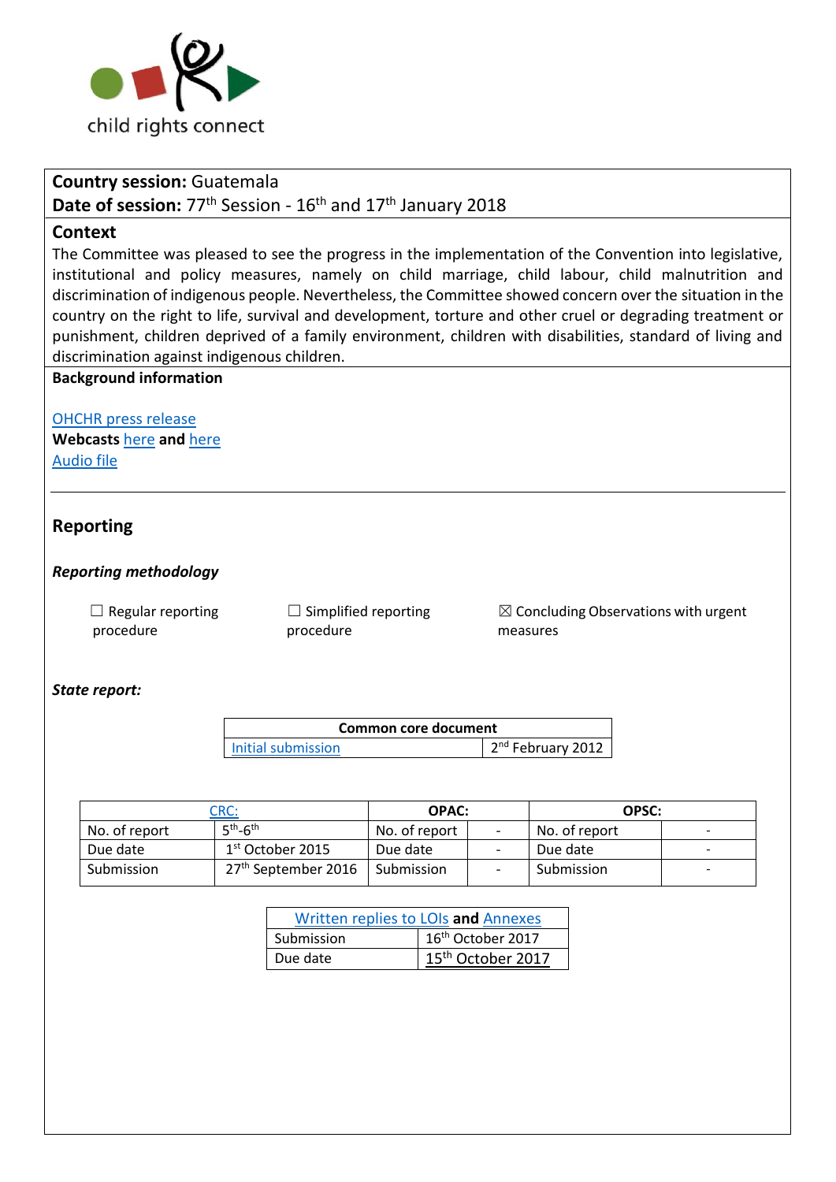child rights connect

**Country session:** Guatemala
**Date of session:** 77th Session - 16th and 17th January 2018

**Context**

The Committee was pleased to see the progress in the implementation of the Convention into legislative, institutional and policy measures, namely on child marriage, child labour, child malnutrition and discrimination of indigenous people. Nevertheless, the Committee showed concern over the situation in the country on the right to life, survival and development, torture and other cruel or degrading treatment or punishment, children deprived of a family environment, children with disabilities, standard of living and discrimination against indigenous children.

**Background information**

OHCHR press release
**Webcasts** here **and** here
Audio file

## Reporting

### *Reporting methodology*

☐ Regular reporting procedure

☐ Simplified reporting procedure

☒ Concluding Observations with urgent measures

### *State report:*

| Common core document | |
|---|---|
| Initial submission | 2nd February 2012 |

| CRC: | | OPAC: | | OPSC: | |
|---|---|---|---|---|---|
| No. of report | 5th-6th | No. of report | - | No. of report | - |
| Due date | 1st October 2015 | Due date | - | Due date | - |
| Submission | 27th September 2016 | Submission | - | Submission | - |

| Written replies to LOIs and Annexes | |
|---|---|
| Submission | 16th October 2017 |
| Due date | 15th October 2017 |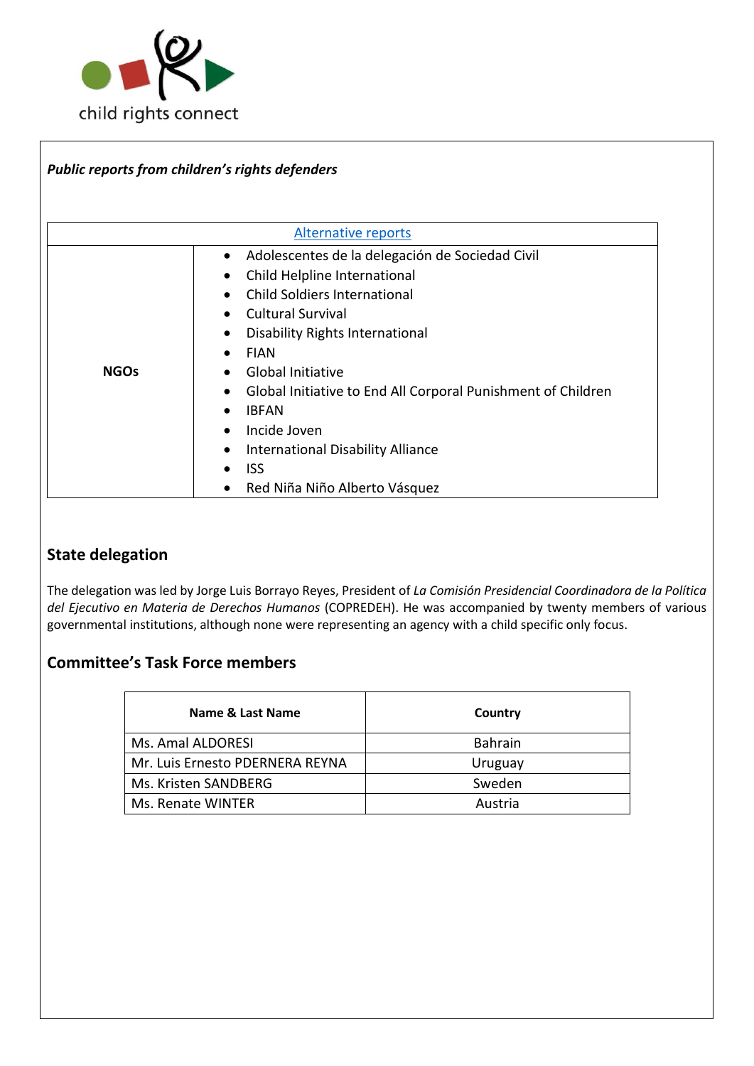*Public reports from children's rights defenders*

| Alternative reports | |
|---|---|
| **NOGs** | • Adolescentes de la delegación de Sociedad Civil<br>• Child Helpline International<br>• Child Soldiers International<br>• Cultural Survival<br>• Disability Rights International<br>• FIAN<br>• Global Initiative<br>• Global Initiative to End All Corporal Punishment of Children<br>• IBFAN<br>• Incide Joven<br>• International Disability Alliance<br>• ISS<br>• Red Niña Niño Alberto Vásquez |

## State delegation

The delegation was led by Jorge Luis Borrayo Reyes, President of *La Comisión Presidencial Coordinadora de la Política del Ejecutivo en Materia de Derechos Humanos* (COPREDEH). He was accompanied by twenty members of various governmental institutions, although none were representing an agency with a child specific only focus.

## Committee's Task Force members

| Name & Last Name | Country |
|---|---|
| Ms. Amal ALDORESI | Bahrain |
| Mr. Luis Ernesto PDERNERA REYNA | Uruguay |
| Ms. Kristen SANDBERG | Sweden |
| Ms. Renate WINTER | Austria |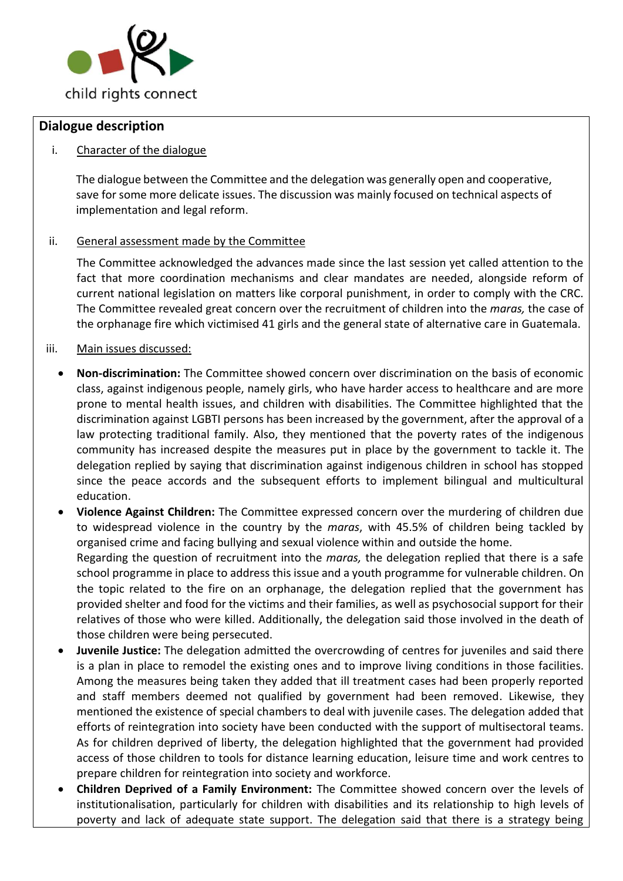## Dialogue description

i. Character of the dialogue

The dialogue between the Committee and the delegation was generally open and cooperative, save for some more delicate issues. The discussion was mainly focused on technical aspects of implementation and legal reform.

ii. General assessment made by the Committee

The Committee acknowledged the advances made since the last session yet called attention to the fact that more coordination mechanisms and clear mandates are needed, alongside reform of current national legislation on matters like corporal punishment, in order to comply with the CRC. The Committee revealed great concern over the recruitment of children into the *maras,* the case of the orphanage fire which victimised 41 girls and the general state of alternative care in Guatemala.

iii. Main issues discussed:

- **Non-discrimination:** The Committee showed concern over discrimination on the basis of economic class, against indigenous people, namely girls, who have harder access to healthcare and are more prone to mental health issues, and children with disabilities. The Committee highlighted that the discrimination against LGBTI persons has been increased by the government, after the approval of a law protecting traditional family. Also, they mentioned that the poverty rates of the indigenous community has increased despite the measures put in place by the government to tackle it. The delegation replied by saying that discrimination against indigenous children in school has stopped since the peace accords and the subsequent efforts to implement bilingual and multicultural education.
- **Violence Against Children:** The Committee expressed concern over the murdering of children due to widespread violence in the country by the *maras*, with 45.5% of children being tackled by organised crime and facing bullying and sexual violence within and outside the home.
  Regarding the question of recruitment into the *maras,* the delegation replied that there is a safe school programme in place to address this issue and a youth programme for vulnerable children. On the topic related to the fire on an orphanage, the delegation replied that the government has provided shelter and food for the victims and their families, as well as psychosocial support for their relatives of those who were killed. Additionally, the delegation said those involved in the death of those children were being persecuted.
- **Juvenile Justice:** The delegation admitted the overcrowding of centres for juveniles and said there is a plan in place to remodel the existing ones and to improve living conditions in those facilities. Among the measures being taken they added that ill treatment cases had been properly reported and staff members deemed not qualified by government had been removed. Likewise, they mentioned the existence of special chambers to deal with juvenile cases. The delegation added that efforts of reintegration into society have been conducted with the support of multisectoral teams. As for children deprived of liberty, the delegation highlighted that the government had provided access of those children to tools for distance learning education, leisure time and work centres to prepare children for reintegration into society and workforce.
- **Children Deprived of a Family Environment:** The Committee showed concern over the levels of institutionalisation, particularly for children with disabilities and its relationship to high levels of poverty and lack of adequate state support. The delegation said that there is a strategy being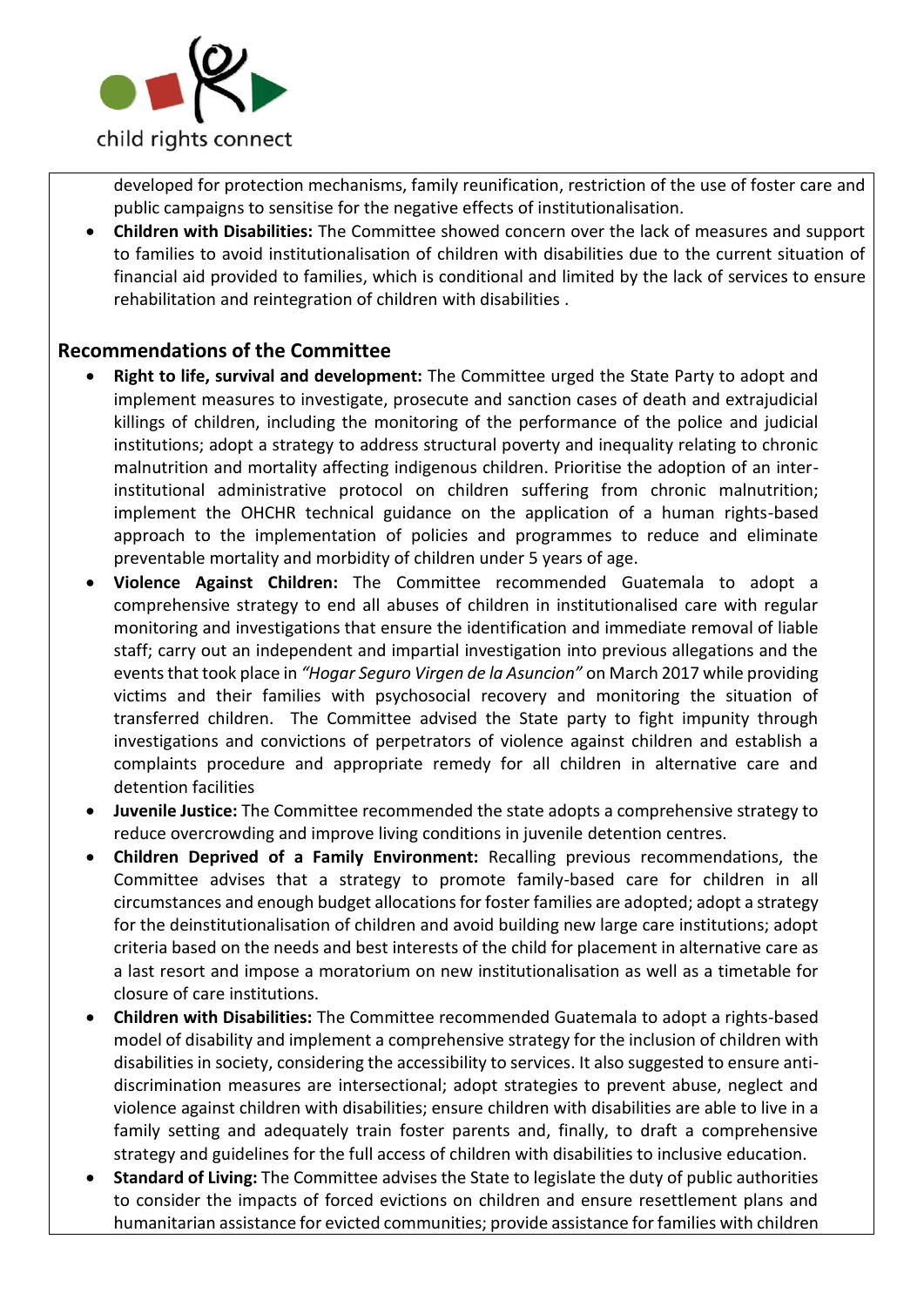developed for protection mechanisms, family reunification, restriction of the use of foster care and public campaigns to sensitise for the negative effects of institutionalisation.

- **Children with Disabilities:** The Committee showed concern over the lack of measures and support to families to avoid institutionalisation of children with disabilities due to the current situation of financial aid provided to families, which is conditional and limited by the lack of services to ensure rehabilitation and reintegration of children with disabilities .

## Recommendations of the Committee

- **Right to life, survival and development:** The Committee urged the State Party to adopt and implement measures to investigate, prosecute and sanction cases of death and extrajudicial killings of children, including the monitoring of the performance of the police and judicial institutions; adopt a strategy to address structural poverty and inequality relating to chronic malnutrition and mortality affecting indigenous children. Prioritise the adoption of an inter-institutional administrative protocol on children suffering from chronic malnutrition; implement the OHCHR technical guidance on the application of a human rights-based approach to the implementation of policies and programmes to reduce and eliminate preventable mortality and morbidity of children under 5 years of age.
- **Violence Against Children:** The Committee recommended Guatemala to adopt a comprehensive strategy to end all abuses of children in institutionalised care with regular monitoring and investigations that ensure the identification and immediate removal of liable staff; carry out an independent and impartial investigation into previous allegations and the events that took place in *"Hogar Seguro Virgen de la Asuncion"* on March 2017 while providing victims and their families with psychosocial recovery and monitoring the situation of transferred children. The Committee advised the State party to fight impunity through investigations and convictions of perpetrators of violence against children and establish a complaints procedure and appropriate remedy for all children in alternative care and detention facilities
- **Juvenile Justice:** The Committee recommended the state adopts a comprehensive strategy to reduce overcrowding and improve living conditions in juvenile detention centres.
- **Children Deprived of a Family Environment:** Recalling previous recommendations, the Committee advises that a strategy to promote family-based care for children in all circumstances and enough budget allocations for foster families are adopted; adopt a strategy for the deinstitutionalisation of children and avoid building new large care institutions; adopt criteria based on the needs and best interests of the child for placement in alternative care as a last resort and impose a moratorium on new institutionalisation as well as a timetable for closure of care institutions.
- **Children with Disabilities:** The Committee recommended Guatemala to adopt a rights-based model of disability and implement a comprehensive strategy for the inclusion of children with disabilities in society, considering the accessibility to services. It also suggested to ensure anti-discrimination measures are intersectional; adopt strategies to prevent abuse, neglect and violence against children with disabilities; ensure children with disabilities are able to live in a family setting and adequately train foster parents and, finally, to draft a comprehensive strategy and guidelines for the full access of children with disabilities to inclusive education.
- **Standard of Living:** The Committee advises the State to legislate the duty of public authorities to consider the impacts of forced evictions on children and ensure resettlement plans and humanitarian assistance for evicted communities; provide assistance for families with children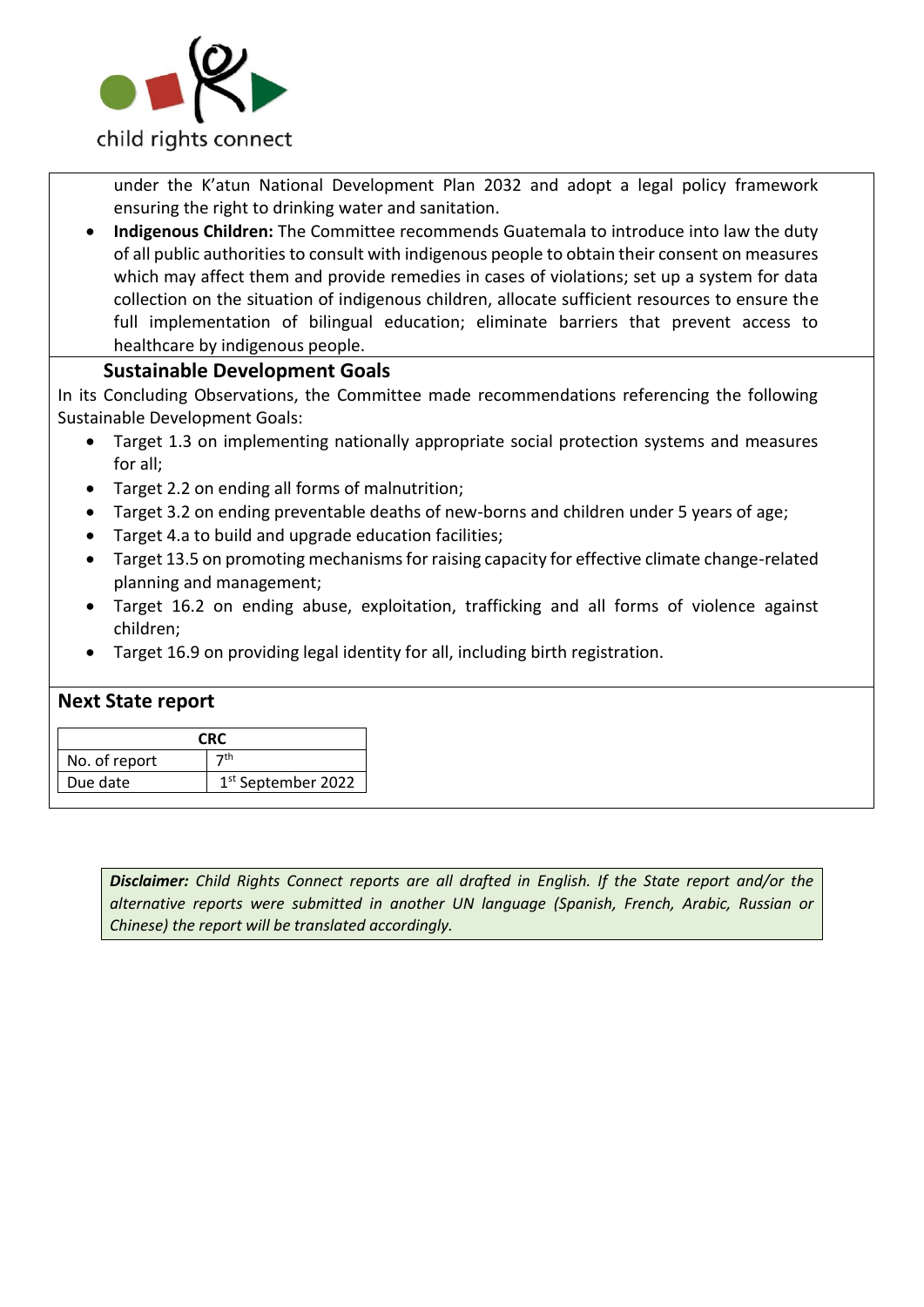under the K'atun National Development Plan 2032 and adopt a legal policy framework ensuring the right to drinking water and sanitation.

- **Indigenous Children:** The Committee recommends Guatemala to introduce into law the duty of all public authorities to consult with indigenous people to obtain their consent on measures which may affect them and provide remedies in cases of violations; set up a system for data collection on the situation of indigenous children, allocate sufficient resources to ensure the full implementation of bilingual education; eliminate barriers that prevent access to healthcare by indigenous people.

## Sustainable Development Goals

In its Concluding Observations, the Committee made recommendations referencing the following Sustainable Development Goals:

- Target 1.3 on implementing nationally appropriate social protection systems and measures for all;
- Target 2.2 on ending all forms of malnutrition;
- Target 3.2 on ending preventable deaths of new-borns and children under 5 years of age;
- Target 4.a to build and upgrade education facilities;
- Target 13.5 on promoting mechanisms for raising capacity for effective climate change-related planning and management;
- Target 16.2 on ending abuse, exploitation, trafficking and all forms of violence against children;
- Target 16.9 on providing legal identity for all, including birth registration.

## Next State report

| CRC | |
|---|---|
| No. of report | 7th |
| Due date | 1st September 2022 |

***Disclaimer:*** *Child Rights Connect reports are all drafted in English. If the State report and/or the alternative reports were submitted in another UN language (Spanish, French, Arabic, Russian or Chinese) the report will be translated accordingly.*